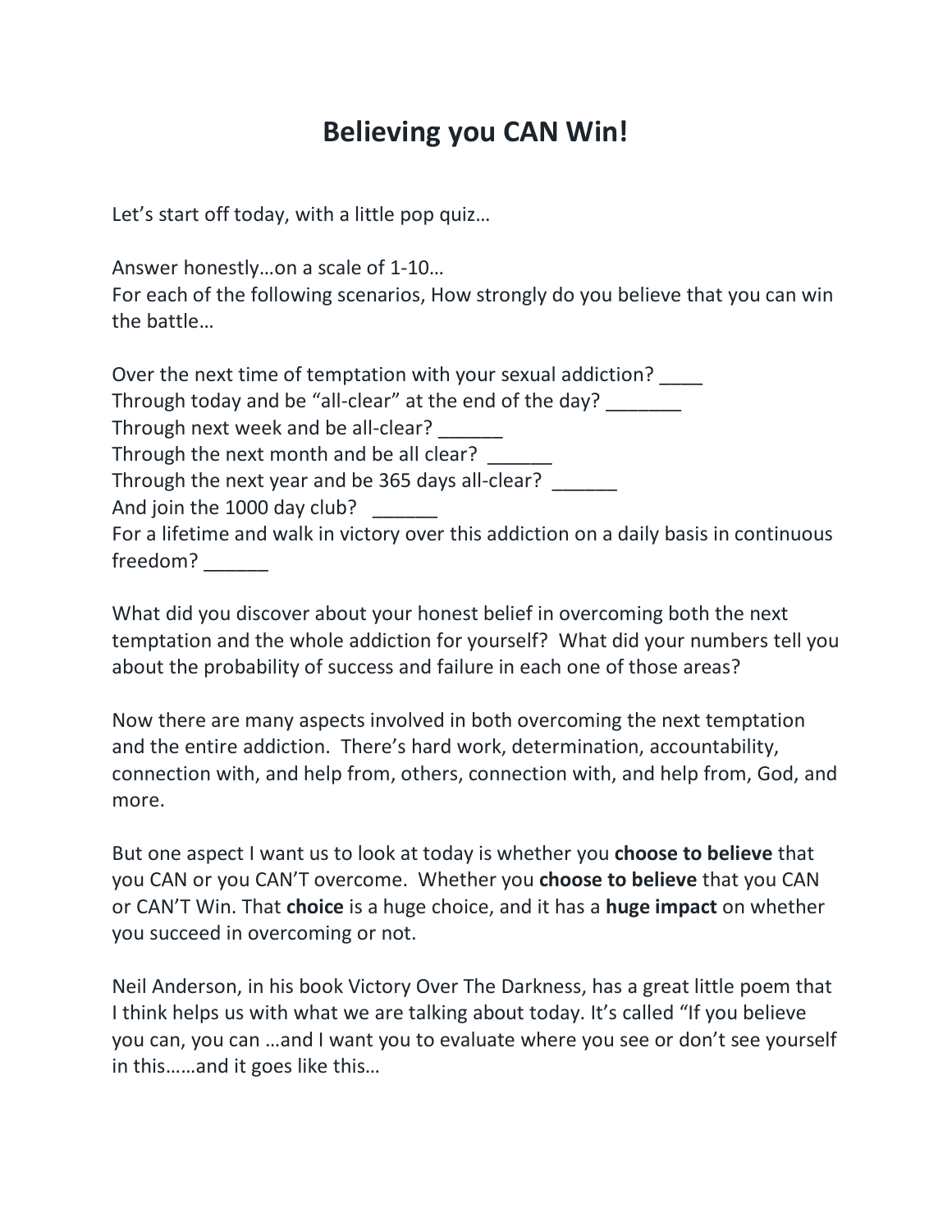# Believing you CAN Win!

Let's start off today, with a little pop quiz…

Answer honestly…on a scale of 1-10…
For each of the following scenarios, How strongly do you believe that you can win the battle…

Over the next time of temptation with your sexual addiction? ____
Through today and be "all-clear" at the end of the day? _______
Through next week and be all-clear? ______
Through the next month and be all clear? ______
Through the next year and be 365 days all-clear? ______
And join the 1000 day club? ______
For a lifetime and walk in victory over this addiction on a daily basis in continuous freedom? ______

What did you discover about your honest belief in overcoming both the next temptation and the whole addiction for yourself? What did your numbers tell you about the probability of success and failure in each one of those areas?

Now there are many aspects involved in both overcoming the next temptation and the entire addiction. There's hard work, determination, accountability, connection with, and help from, others, connection with, and help from, God, and more.

But one aspect I want us to look at today is whether you **choose to believe** that you CAN or you CAN'T overcome. Whether you **choose to believe** that you CAN or CAN'T Win. That **choice** is a huge choice, and it has a **huge impact** on whether you succeed in overcoming or not.

Neil Anderson, in his book Victory Over The Darkness, has a great little poem that I think helps us with what we are talking about today. It's called "If you believe you can, you can …and I want you to evaluate where you see or don't see yourself in this……and it goes like this…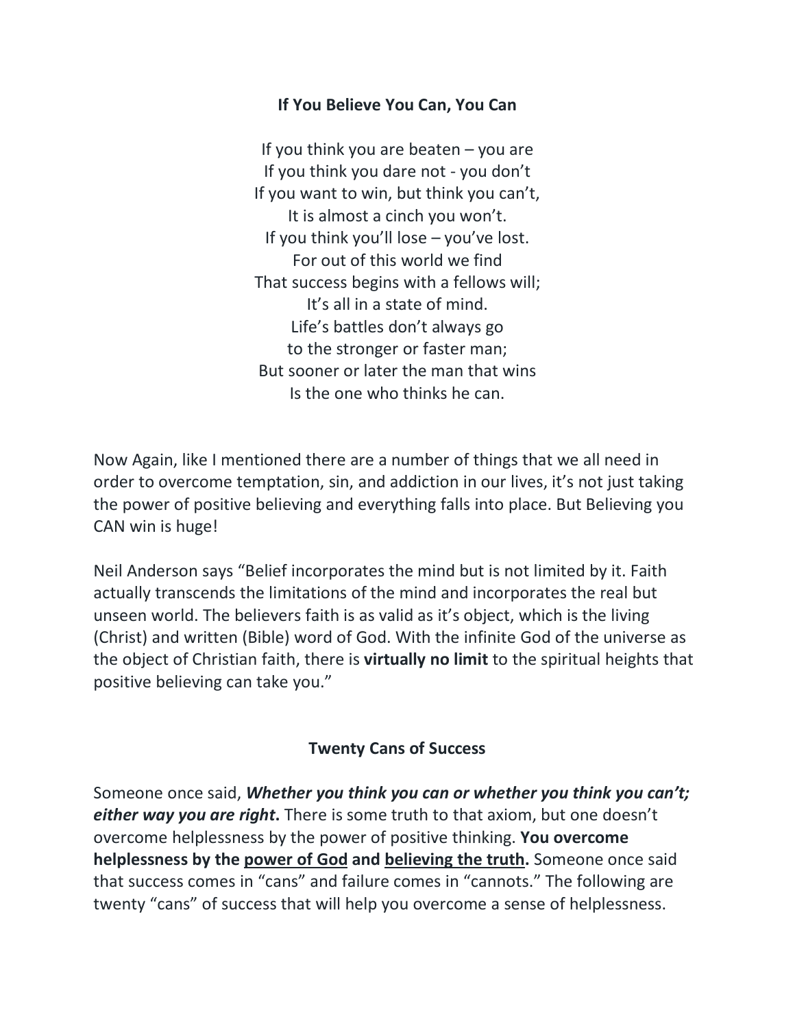**If You Believe You Can, You Can**

If you think you are beaten – you are  
If you think you dare not - you don't  
If you want to win, but think you can't,  
It is almost a cinch you won't.  
If you think you'll lose – you've lost.  
For out of this world we find  
That success begins with a fellows will;  
It's all in a state of mind.  
Life's battles don't always go  
to the stronger or faster man;  
But sooner or later the man that wins  
Is the one who thinks he can.

Now Again, like I mentioned there are a number of things that we all need in order to overcome temptation, sin, and addiction in our lives, it's not just taking the power of positive believing and everything falls into place. But Believing you CAN win is huge!

Neil Anderson says "Belief incorporates the mind but is not limited by it. Faith actually transcends the limitations of the mind and incorporates the real but unseen world. The believers faith is as valid as it's object, which is the living (Christ) and written (Bible) word of God. With the infinite God of the universe as the object of Christian faith, there is **virtually no limit** to the spiritual heights that positive believing can take you."

**Twenty Cans of Success**

Someone once said, ***Whether you think you can or whether you think you can't; either way you are right*.** There is some truth to that axiom, but one doesn't overcome helplessness by the power of positive thinking. **You overcome helplessness by the <u>power of God</u> and <u>believing the truth</u>.** Someone once said that success comes in "cans" and failure comes in "cannots." The following are twenty "cans" of success that will help you overcome a sense of helplessness.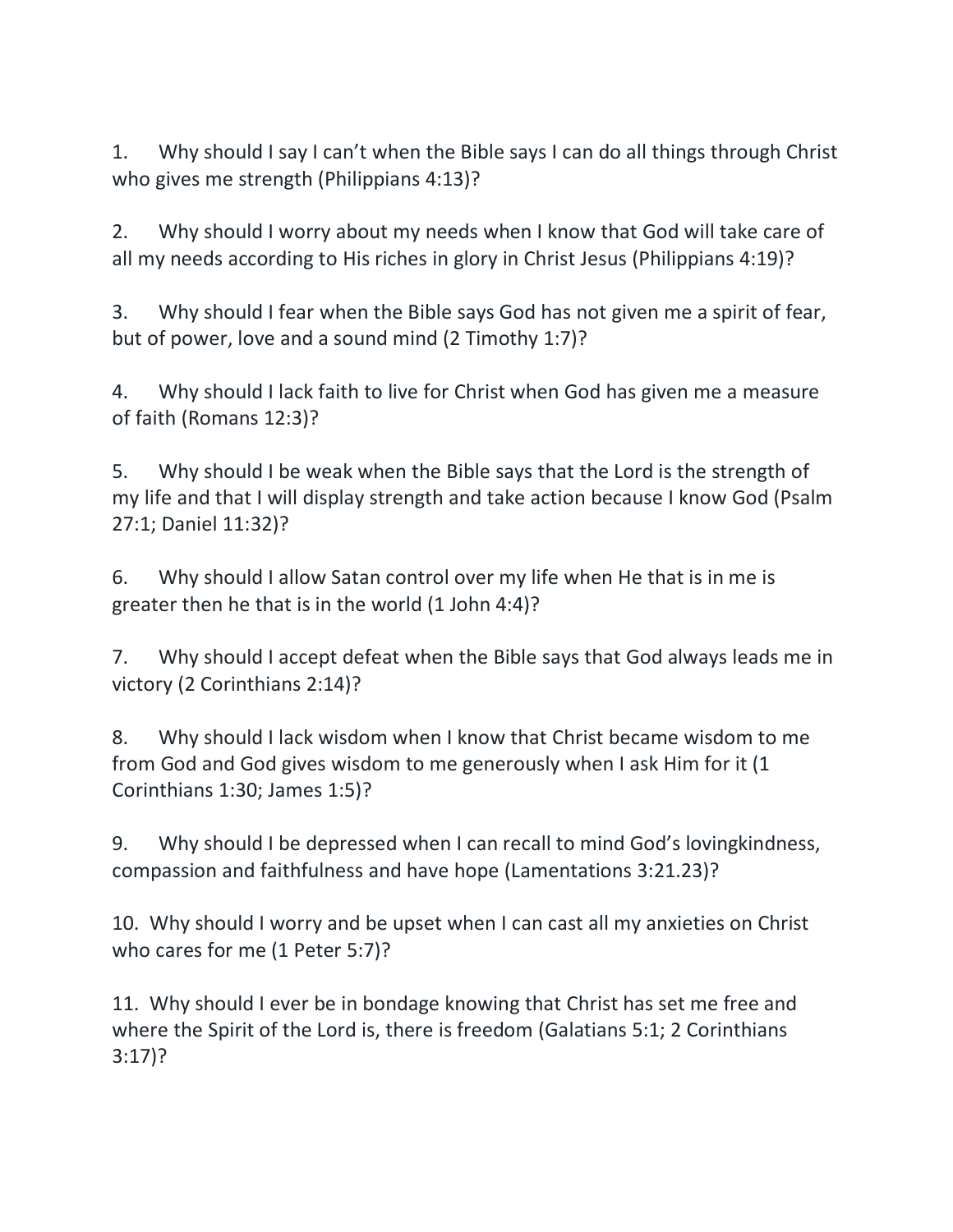1. Why should I say I can't when the Bible says I can do all things through Christ who gives me strength (Philippians 4:13)?

2. Why should I worry about my needs when I know that God will take care of all my needs according to His riches in glory in Christ Jesus (Philippians 4:19)?

3. Why should I fear when the Bible says God has not given me a spirit of fear, but of power, love and a sound mind (2 Timothy 1:7)?

4. Why should I lack faith to live for Christ when God has given me a measure of faith (Romans 12:3)?

5. Why should I be weak when the Bible says that the Lord is the strength of my life and that I will display strength and take action because I know God (Psalm 27:1; Daniel 11:32)?

6. Why should I allow Satan control over my life when He that is in me is greater then he that is in the world (1 John 4:4)?

7. Why should I accept defeat when the Bible says that God always leads me in victory (2 Corinthians 2:14)?

8. Why should I lack wisdom when I know that Christ became wisdom to me from God and God gives wisdom to me generously when I ask Him for it (1 Corinthians 1:30; James 1:5)?

9. Why should I be depressed when I can recall to mind God's lovingkindness, compassion and faithfulness and have hope (Lamentations 3:21.23)?

10. Why should I worry and be upset when I can cast all my anxieties on Christ who cares for me (1 Peter 5:7)?

11. Why should I ever be in bondage knowing that Christ has set me free and where the Spirit of the Lord is, there is freedom (Galatians 5:1; 2 Corinthians 3:17)?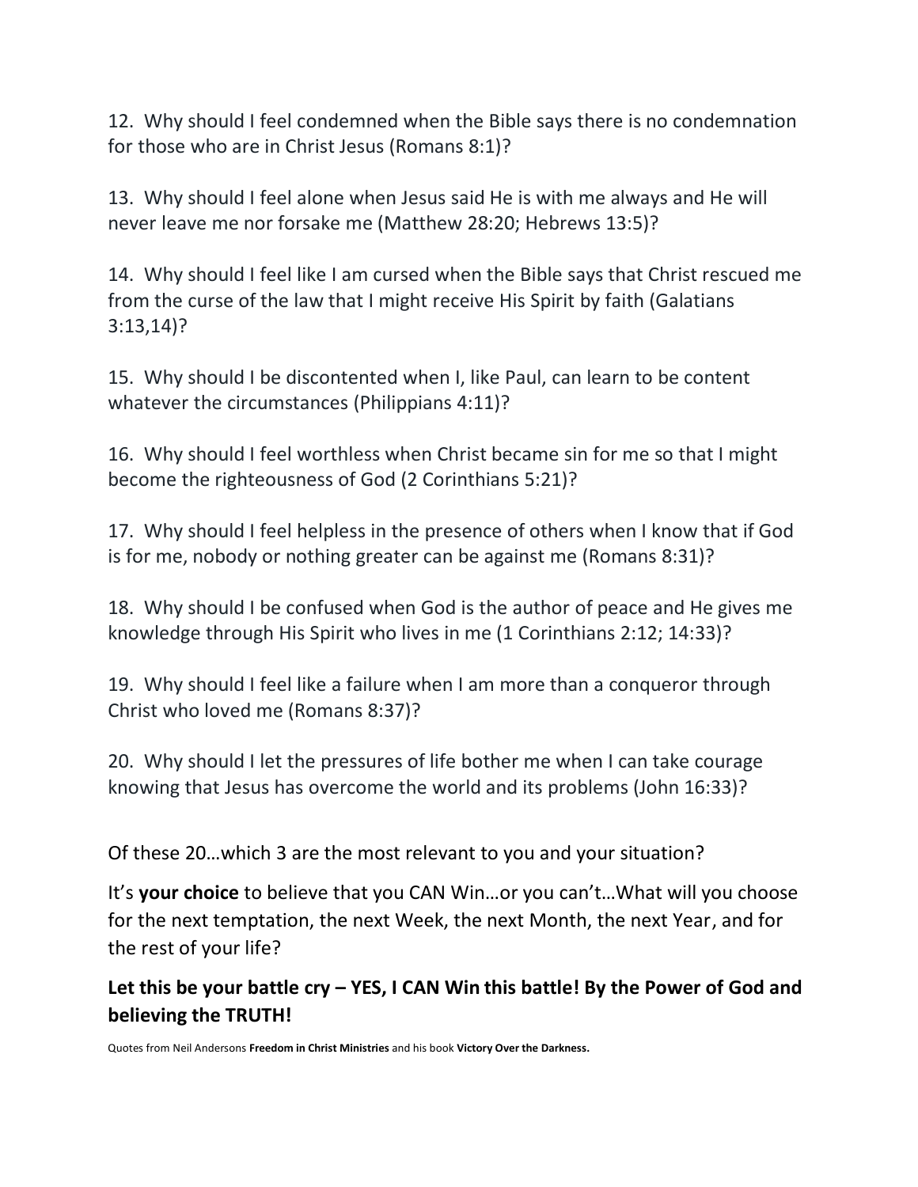12. Why should I feel condemned when the Bible says there is no condemnation for those who are in Christ Jesus (Romans 8:1)?

13. Why should I feel alone when Jesus said He is with me always and He will never leave me nor forsake me (Matthew 28:20; Hebrews 13:5)?

14. Why should I feel like I am cursed when the Bible says that Christ rescued me from the curse of the law that I might receive His Spirit by faith (Galatians 3:13,14)?

15. Why should I be discontented when I, like Paul, can learn to be content whatever the circumstances (Philippians 4:11)?

16. Why should I feel worthless when Christ became sin for me so that I might become the righteousness of God (2 Corinthians 5:21)?

17. Why should I feel helpless in the presence of others when I know that if God is for me, nobody or nothing greater can be against me (Romans 8:31)?

18. Why should I be confused when God is the author of peace and He gives me knowledge through His Spirit who lives in me (1 Corinthians 2:12; 14:33)?

19. Why should I feel like a failure when I am more than a conqueror through Christ who loved me (Romans 8:37)?

20. Why should I let the pressures of life bother me when I can take courage knowing that Jesus has overcome the world and its problems (John 16:33)?

Of these 20…which 3 are the most relevant to you and your situation?

It's **your choice** to believe that you CAN Win…or you can't…What will you choose for the next temptation, the next Week, the next Month, the next Year, and for the rest of your life?

**Let this be your battle cry – YES, I CAN Win this battle! By the Power of God and believing the TRUTH!**

Quotes from Neil Andersons **Freedom in Christ Ministries** and his book **Victory Over the Darkness.**